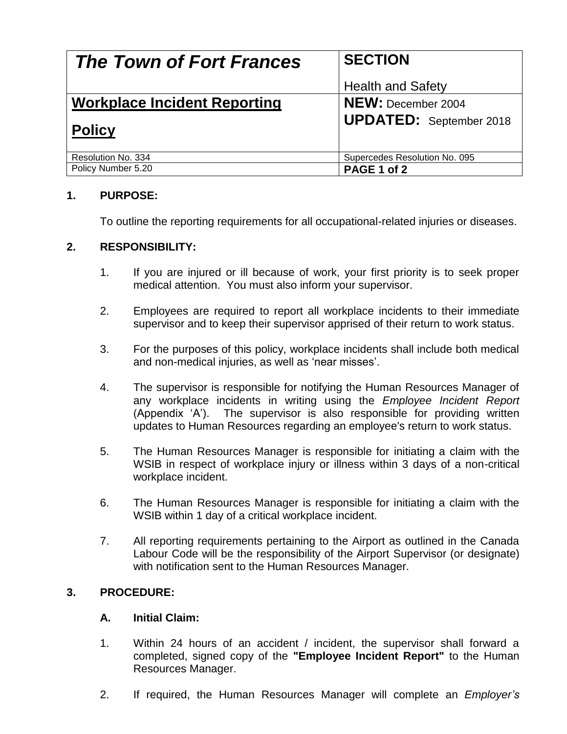| *The Town of Fort Frances* | **SECTION** Health and Safety |
|---|---|
| **Workplace Incident Reporting Policy** | **NEW:** December 2004 **UPDATED:** September 2018 |
| Resolution No. 334 | Supercedes Resolution No. 095 |
| Policy Number 5.20 | **PAGE 1 of 2** |

## 1. PURPOSE:

To outline the reporting requirements for all occupational-related injuries or diseases.

## 2. RESPONSIBILITY:

1. If you are injured or ill because of work, your first priority is to seek proper medical attention. You must also inform your supervisor.

2. Employees are required to report all workplace incidents to their immediate supervisor and to keep their supervisor apprised of their return to work status.

3. For the purposes of this policy, workplace incidents shall include both medical and non-medical injuries, as well as 'near misses'.

4. The supervisor is responsible for notifying the Human Resources Manager of any workplace incidents in writing using the *Employee Incident Report* (Appendix 'A'). The supervisor is also responsible for providing written updates to Human Resources regarding an employee's return to work status.

5. The Human Resources Manager is responsible for initiating a claim with the WSIB in respect of workplace injury or illness within 3 days of a non-critical workplace incident.

6. The Human Resources Manager is responsible for initiating a claim with the WSIB within 1 day of a critical workplace incident.

7. All reporting requirements pertaining to the Airport as outlined in the Canada Labour Code will be the responsibility of the Airport Supervisor (or designate) with notification sent to the Human Resources Manager.

## 3. PROCEDURE:

### A. Initial Claim:

1. Within 24 hours of an accident / incident, the supervisor shall forward a completed, signed copy of the **"Employee Incident Report"** to the Human Resources Manager.

2. If required, the Human Resources Manager will complete an *Employer's*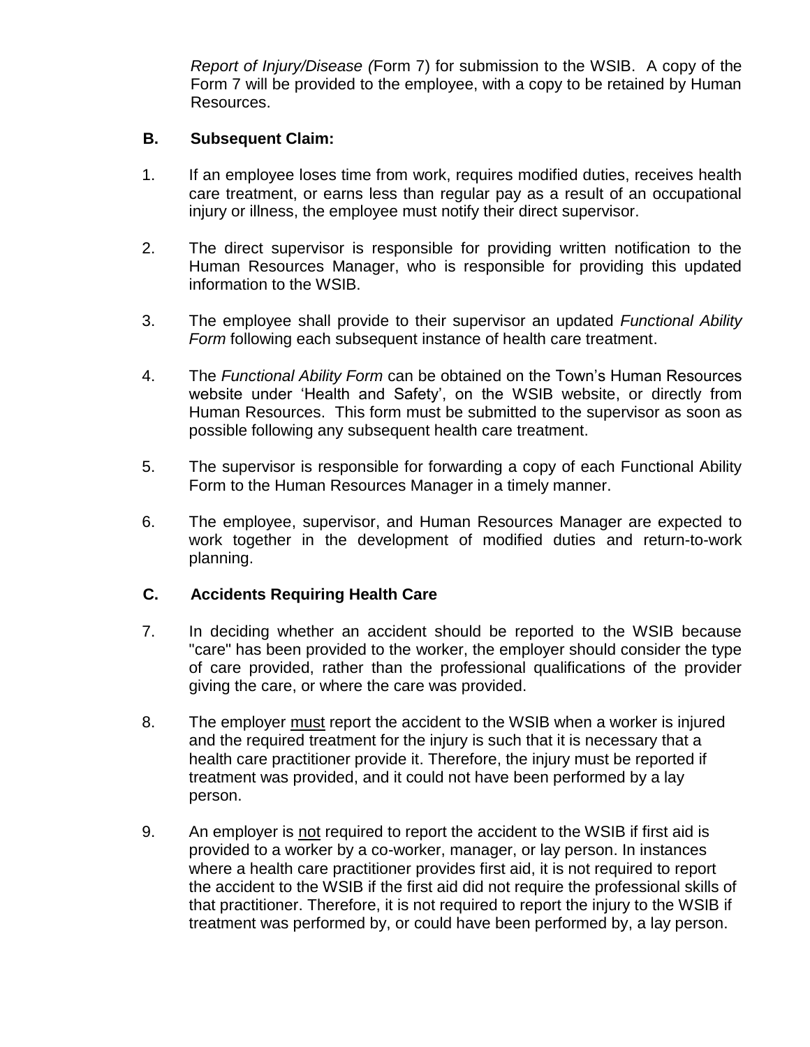*Report of Injury/Disease (*Form 7) for submission to the WSIB. A copy of the Form 7 will be provided to the employee, with a copy to be retained by Human Resources.

### B. Subsequent Claim:

1. If an employee loses time from work, requires modified duties, receives health care treatment, or earns less than regular pay as a result of an occupational injury or illness, the employee must notify their direct supervisor.

2. The direct supervisor is responsible for providing written notification to the Human Resources Manager, who is responsible for providing this updated information to the WSIB.

3. The employee shall provide to their supervisor an updated *Functional Ability Form* following each subsequent instance of health care treatment.

4. The *Functional Ability Form* can be obtained on the Town's Human Resources website under 'Health and Safety', on the WSIB website, or directly from Human Resources. This form must be submitted to the supervisor as soon as possible following any subsequent health care treatment.

5. The supervisor is responsible for forwarding a copy of each Functional Ability Form to the Human Resources Manager in a timely manner.

6. The employee, supervisor, and Human Resources Manager are expected to work together in the development of modified duties and return-to-work planning.

### C. Accidents Requiring Health Care

7. In deciding whether an accident should be reported to the WSIB because "care" has been provided to the worker, the employer should consider the type of care provided, rather than the professional qualifications of the provider giving the care, or where the care was provided.

8. The employer <u>must</u> report the accident to the WSIB when a worker is injured and the required treatment for the injury is such that it is necessary that a health care practitioner provide it. Therefore, the injury must be reported if treatment was provided, and it could not have been performed by a lay person.

9. An employer is <u>not</u> required to report the accident to the WSIB if first aid is provided to a worker by a co-worker, manager, or lay person. In instances where a health care practitioner provides first aid, it is not required to report the accident to the WSIB if the first aid did not require the professional skills of that practitioner. Therefore, it is not required to report the injury to the WSIB if treatment was performed by, or could have been performed by, a lay person.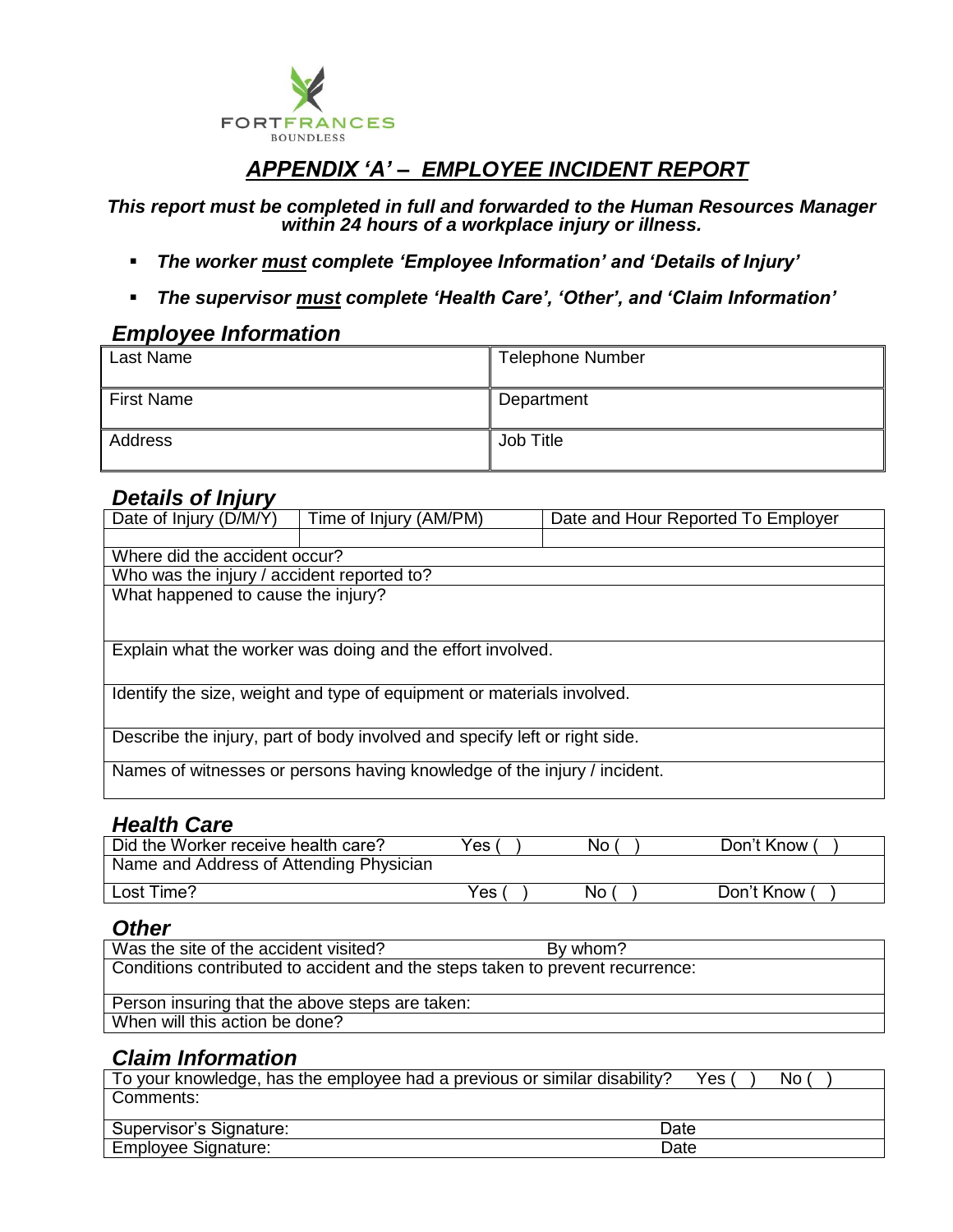FORTFRANCES
BOUNDLESS

# *APPENDIX 'A' – EMPLOYEE INCIDENT REPORT*

***This report must be completed in full and forwarded to the Human Resources Manager within 24 hours of a workplace injury or illness.***

- ***The worker must complete 'Employee Information' and 'Details of Injury'***
- ***The supervisor must complete 'Health Care', 'Other', and 'Claim Information'***

## *Employee Information*

| | |
|---|---|
| Last Name | Telephone Number |
| First Name | Department |
| Address | Job Title |

## *Details of Injury*

| Date of Injury (D/M/Y) | Time of Injury (AM/PM) | Date and Hour Reported To Employer |
|---|---|---|
| | | |
| Where did the accident occur? | | |
| Who was the injury / accident reported to? | | |
| What happened to cause the injury? | | |
| Explain what the worker was doing and the effort involved. | | |
| Identify the size, weight and type of equipment or materials involved. | | |
| Describe the injury, part of body involved and specify left or right side. | | |
| Names of witnesses or persons having knowledge of the injury / incident. | | |

## *Health Care*

| | | | |
|---|---|---|---|
| Did the Worker receive health care? | Yes ( ) | No ( ) | Don't Know ( ) |
| Name and Address of Attending Physician | | | |
| Lost Time? | Yes ( ) | No ( ) | Don't Know ( ) |

## *Other*

| | |
|---|---|
| Was the site of the accident visited? | By whom? |
| Conditions contributed to accident and the steps taken to prevent recurrence: | |
| Person insuring that the above steps are taken: | |
| When will this action be done? | |

## *Claim Information*

| | | |
|---|---|---|
| To your knowledge, has the employee had a previous or similar disability? | Yes ( ) | No ( ) |
| Comments: | | |
| Supervisor's Signature: | Date | |
| Employee Signature: | Date | |